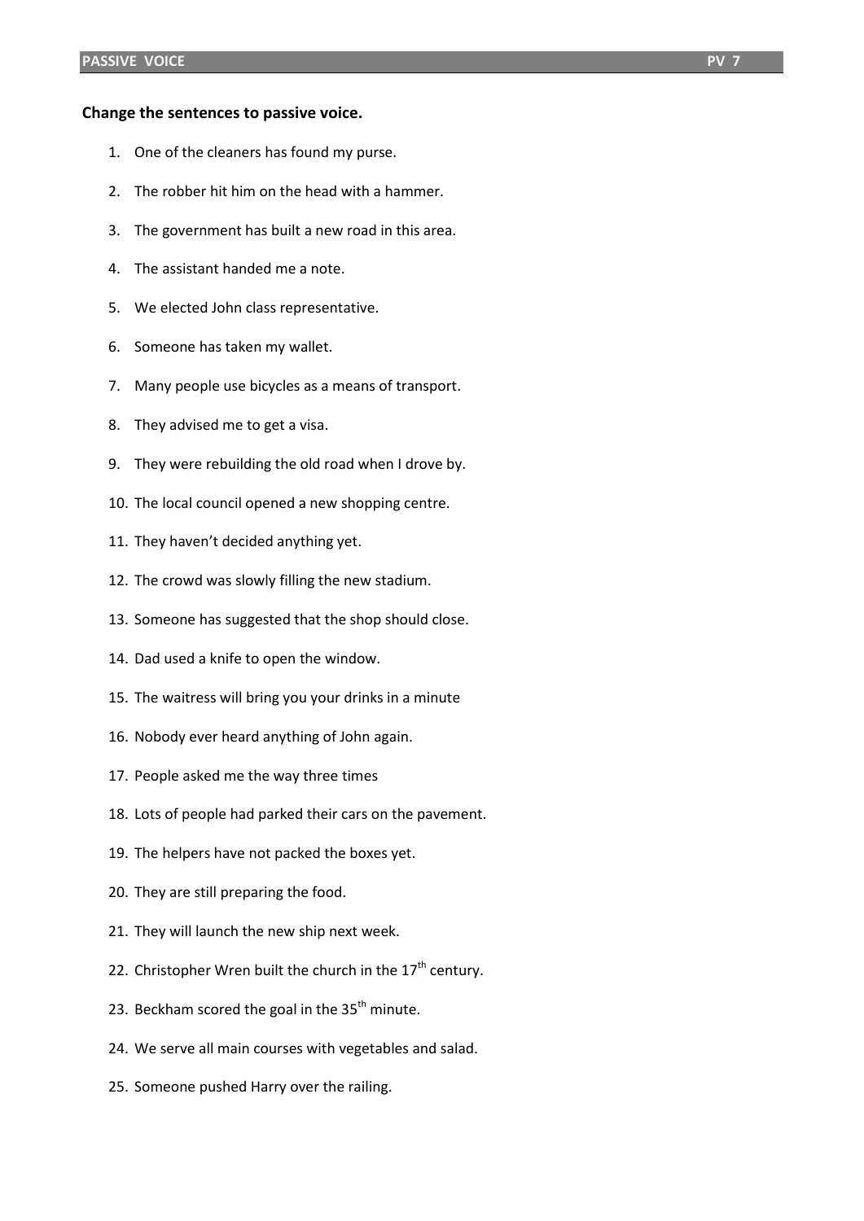**Change the sentences to passive voice.**

1. One of the cleaners has found my purse.
2. The robber hit him on the head with a hammer.
3. The government has built a new road in this area.
4. The assistant handed me a note.
5. We elected John class representative.
6. Someone has taken my wallet.
7. Many people use bicycles as a means of transport.
8. They advised me to get a visa.
9. They were rebuilding the old road when I drove by.
10. The local council opened a new shopping centre.
11. They haven't decided anything yet.
12. The crowd was slowly filling the new stadium.
13. Someone has suggested that the shop should close.
14. Dad used a knife to open the window.
15. The waitress will bring you your drinks in a minute
16. Nobody ever heard anything of John again.
17. People asked me the way three times
18. Lots of people had parked their cars on the pavement.
19. The helpers have not packed the boxes yet.
20. They are still preparing the food.
21. They will launch the new ship next week.
22. Christopher Wren built the church in the 17th century.
23. Beckham scored the goal in the 35th minute.
24. We serve all main courses with vegetables and salad.
25. Someone pushed Harry over the railing.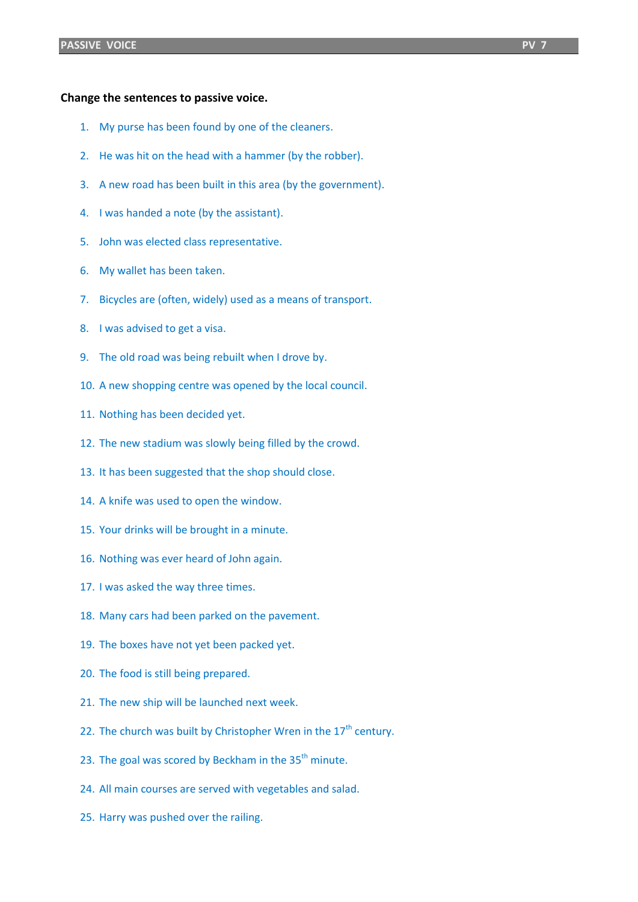**Change the sentences to passive voice.**

1. My purse has been found by one of the cleaners.
2. He was hit on the head with a hammer (by the robber).
3. A new road has been built in this area (by the government).
4. I was handed a note (by the assistant).
5. John was elected class representative.
6. My wallet has been taken.
7. Bicycles are (often, widely) used as a means of transport.
8. I was advised to get a visa.
9. The old road was being rebuilt when I drove by.
10. A new shopping centre was opened by the local council.
11. Nothing has been decided yet.
12. The new stadium was slowly being filled by the crowd.
13. It has been suggested that the shop should close.
14. A knife was used to open the window.
15. Your drinks will be brought in a minute.
16. Nothing was ever heard of John again.
17. I was asked the way three times.
18. Many cars had been parked on the pavement.
19. The boxes have not yet been packed yet.
20. The food is still being prepared.
21. The new ship will be launched next week.
22. The church was built by Christopher Wren in the 17th century.
23. The goal was scored by Beckham in the 35th minute.
24. All main courses are served with vegetables and salad.
25. Harry was pushed over the railing.